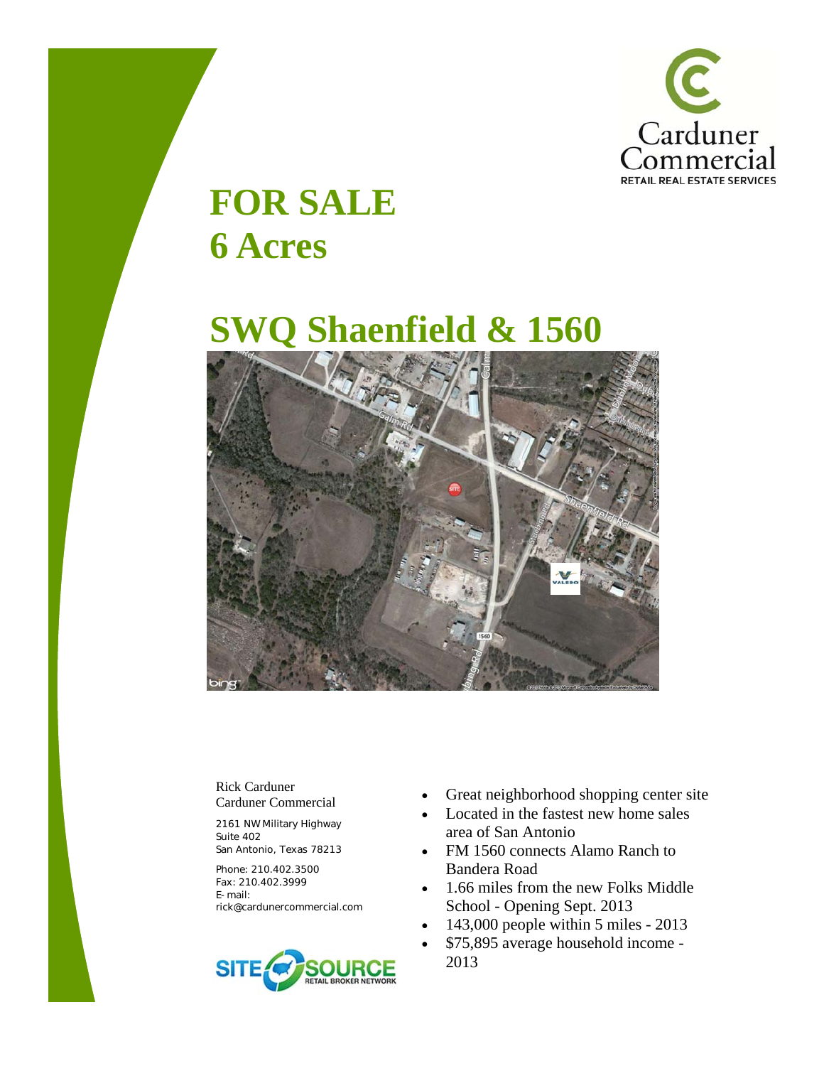Carduner Commercial
RETAIL REAL ESTATE SERVICES

# FOR SALE
# 6 Acres

# SWQ Shaenfield & 1560

Rick Carduner
Carduner Commercial

2161 NW Military Highway
Suite 402
San Antonio, Texas 78213

Phone: 210.402.3500
Fax: 210.402.3999
E-mail:
rick@cardunercommercial.com

SITE SOURCE RETAIL BROKER NETWORK

- Great neighborhood shopping center site
- Located in the fastest new home sales area of San Antonio
- FM 1560 connects Alamo Ranch to Bandera Road
- 1.66 miles from the new Folks Middle School - Opening Sept. 2013
- 143,000 people within 5 miles - 2013
- $75,895 average household income - 2013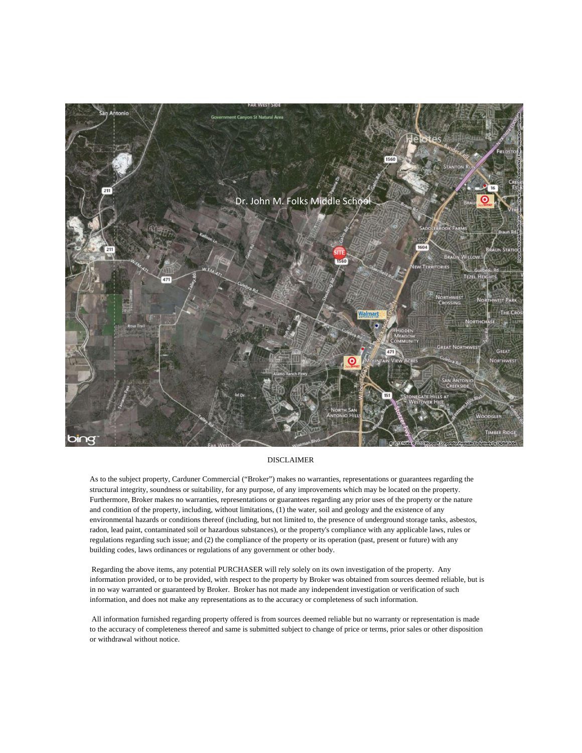DISCLAIMER

As to the subject property, Carduner Commercial ("Broker") makes no warranties, representations or guarantees regarding the structural integrity, soundness or suitability, for any purpose, of any improvements which may be located on the property. Furthermore, Broker makes no warranties, representations or guarantees regarding any prior uses of the property or the nature and condition of the property, including, without limitations, (1) the water, soil and geology and the existence of any environmental hazards or conditions thereof (including, but not limited to, the presence of underground storage tanks, asbestos, radon, lead paint, contaminated soil or hazardous substances), or the property's compliance with any applicable laws, rules or regulations regarding such issue; and (2) the compliance of the property or its operation (past, present or future) with any building codes, laws ordinances or regulations of any government or other body.

Regarding the above items, any potential PURCHASER will rely solely on its own investigation of the property. Any information provided, or to be provided, with respect to the property by Broker was obtained from sources deemed reliable, but is in no way warranted or guaranteed by Broker. Broker has not made any independent investigation or verification of such information, and does not make any representations as to the accuracy or completeness of such information.

All information furnished regarding property offered is from sources deemed reliable but no warranty or representation is made to the accuracy of completeness thereof and same is submitted subject to change of price or terms, prior sales or other disposition or withdrawal without notice.